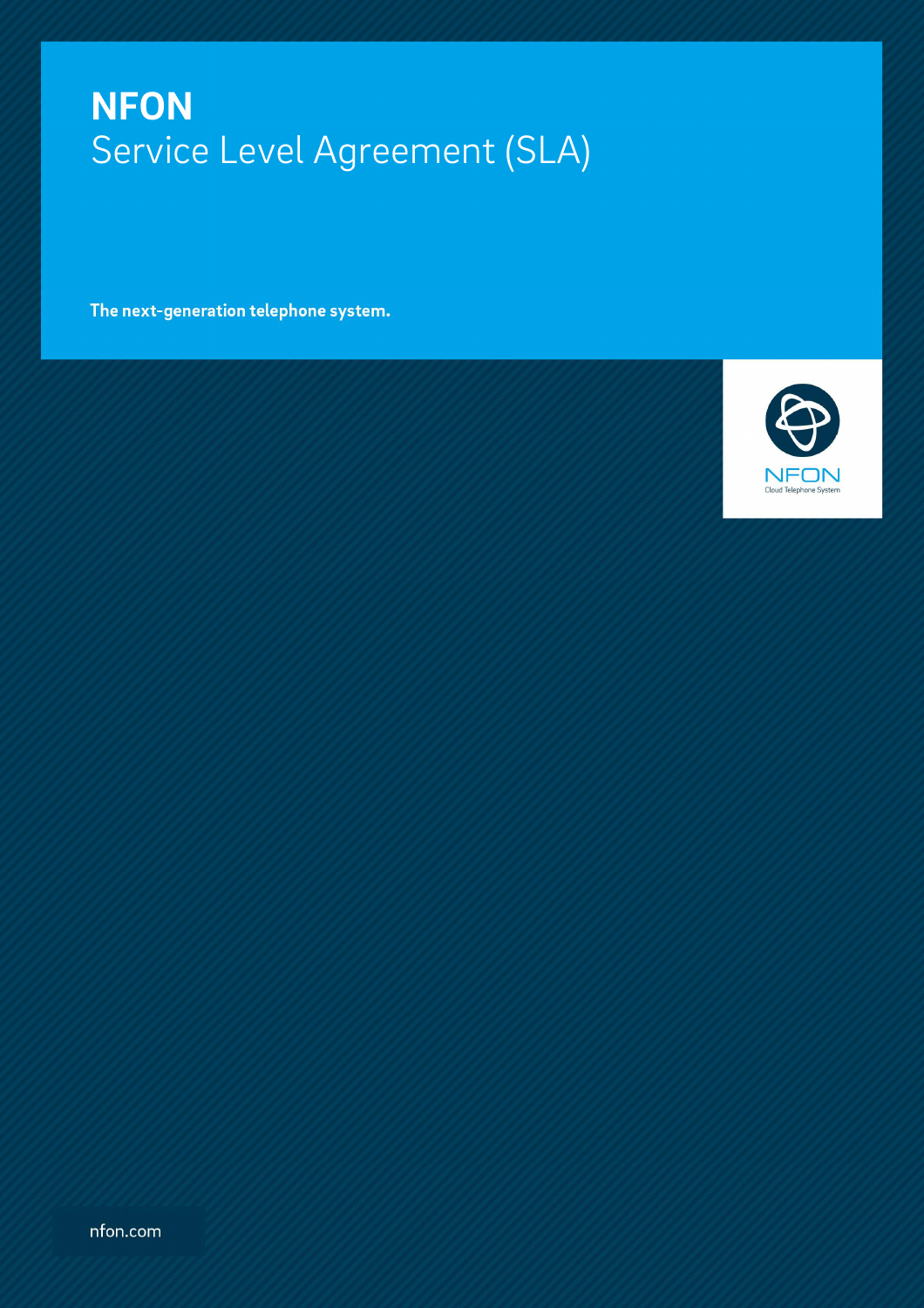# NFON
## Service Level Agreement (SLA)

**The next-generation telephone system.**

NFON
Cloud Telephone System

nfon.com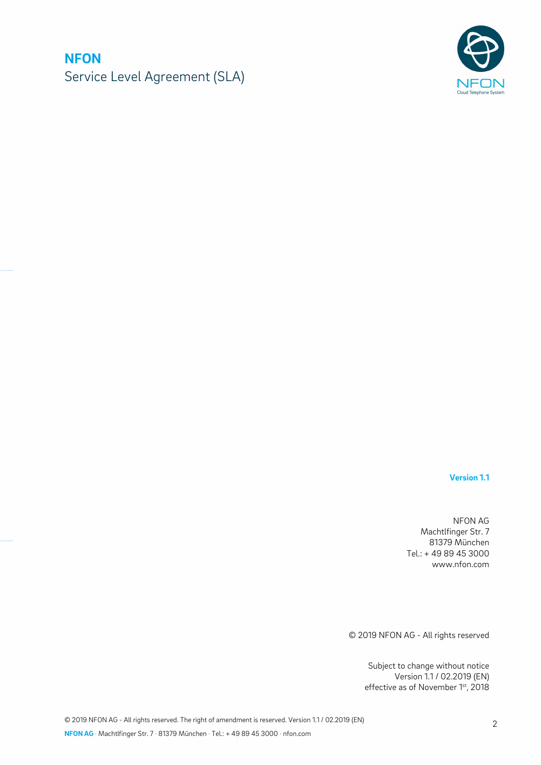# NFON

Service Level Agreement (SLA)

**Version 1.1**

NFON AG
Machtlfinger Str. 7
81379 München
Tel.: + 49 89 45 3000
www.nfon.com

© 2019 NFON AG - All rights reserved

Subject to change without notice
Version 1.1 / 02.2019 (EN)
effective as of November 1st, 2018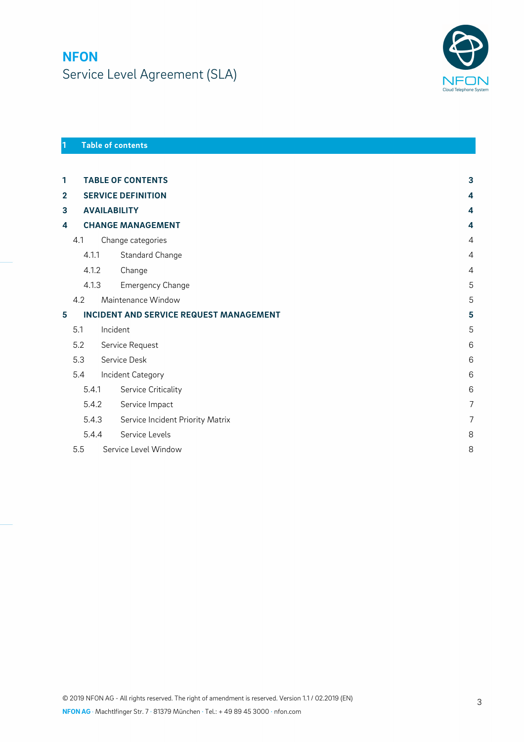# NFON
Service Level Agreement (SLA)

## 1 Table of contents

| | | |
|---|---|---|
| **1** | **TABLE OF CONTENTS** | **3** |
| **2** | **SERVICE DEFINITION** | **4** |
| **3** | **AVAILABILITY** | **4** |
| **4** | **CHANGE MANAGEMENT** | **4** |
| 4.1 | Change categories | 4 |
| 4.1.1 | Standard Change | 4 |
| 4.1.2 | Change | 4 |
| 4.1.3 | Emergency Change | 5 |
| 4.2 | Maintenance Window | 5 |
| **5** | **INCIDENT AND SERVICE REQUEST MANAGEMENT** | **5** |
| 5.1 | Incident | 5 |
| 5.2 | Service Request | 6 |
| 5.3 | Service Desk | 6 |
| 5.4 | Incident Category | 6 |
| 5.4.1 | Service Criticality | 6 |
| 5.4.2 | Service Impact | 7 |
| 5.4.3 | Service Incident Priority Matrix | 7 |
| 5.4.4 | Service Levels | 8 |
| 5.5 | Service Level Window | 8 |

© 2019 NFON AG - All rights reserved. The right of amendment is reserved. Version 1.1 / 02.2019 (EN)

**NFON AG** · Machtlfinger Str. 7 · 81379 München · Tel.: + 49 89 45 3000 · nfon.com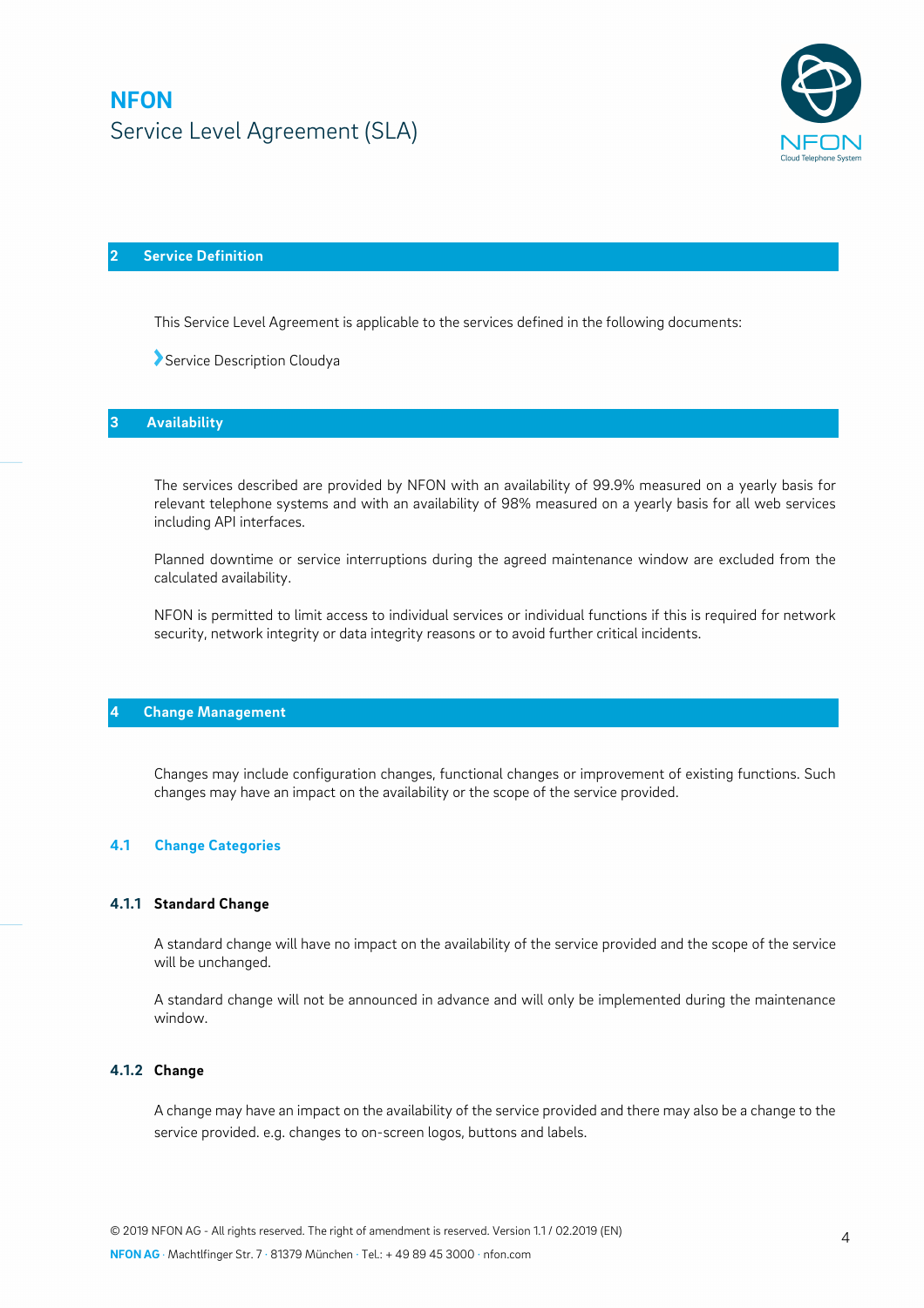## 2 Service Definition

This Service Level Agreement is applicable to the services defined in the following documents:

- Service Description Cloudya

## 3 Availability

The services described are provided by NFON with an availability of 99.9% measured on a yearly basis for relevant telephone systems and with an availability of 98% measured on a yearly basis for all web services including API interfaces.

Planned downtime or service interruptions during the agreed maintenance window are excluded from the calculated availability.

NFON is permitted to limit access to individual services or individual functions if this is required for network security, network integrity or data integrity reasons or to avoid further critical incidents.

## 4 Change Management

Changes may include configuration changes, functional changes or improvement of existing functions. Such changes may have an impact on the availability or the scope of the service provided.

### 4.1 Change Categories

#### 4.1.1 Standard Change

A standard change will have no impact on the availability of the service provided and the scope of the service will be unchanged.

A standard change will not be announced in advance and will only be implemented during the maintenance window.

#### 4.1.2 Change

A change may have an impact on the availability of the service provided and there may also be a change to the service provided. e.g. changes to on-screen logos, buttons and labels.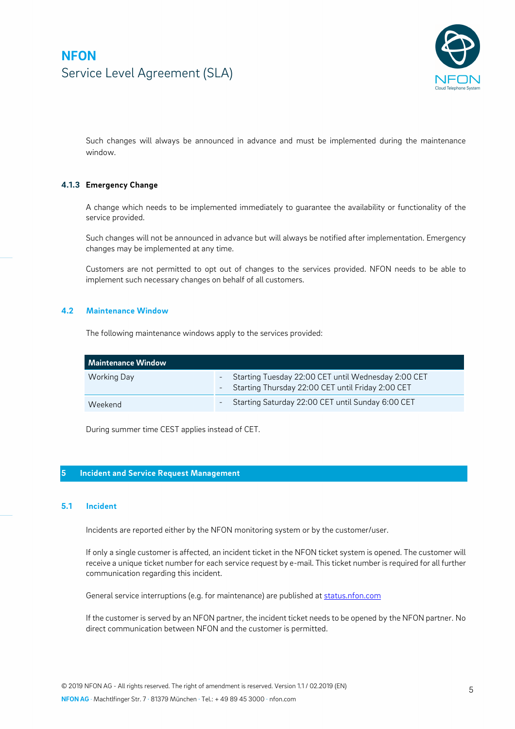Such changes will always be announced in advance and must be implemented during the maintenance window.

#### 4.1.3 Emergency Change

A change which needs to be implemented immediately to guarantee the availability or functionality of the service provided.

Such changes will not be announced in advance but will always be notified after implementation. Emergency changes may be implemented at any time.

Customers are not permitted to opt out of changes to the services provided. NFON needs to be able to implement such necessary changes on behalf of all customers.

### 4.2 Maintenance Window

The following maintenance windows apply to the services provided:

| Maintenance Window | |
|---|---|
| Working Day | - Starting Tuesday 22:00 CET until Wednesday 2:00 CET<br>- Starting Thursday 22:00 CET until Friday 2:00 CET |
| Weekend | - Starting Saturday 22:00 CET until Sunday 6:00 CET |

During summer time CEST applies instead of CET.

## 5 Incident and Service Request Management

### 5.1 Incident

Incidents are reported either by the NFON monitoring system or by the customer/user.

If only a single customer is affected, an incident ticket in the NFON ticket system is opened. The customer will receive a unique ticket number for each service request by e-mail. This ticket number is required for all further communication regarding this incident.

General service interruptions (e.g. for maintenance) are published at [status.nfon.com](status.nfon.com)

If the customer is served by an NFON partner, the incident ticket needs to be opened by the NFON partner. No direct communication between NFON and the customer is permitted.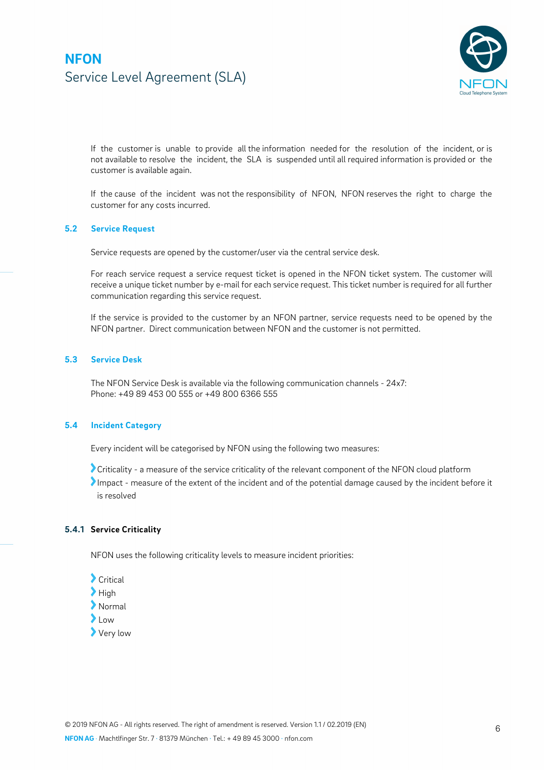If the customer is unable to provide all the information needed for the resolution of the incident, or is not available to resolve the incident, the SLA is suspended until all required information is provided or the customer is available again.

If the cause of the incident was not the responsibility of NFON, NFON reserves the right to charge the customer for any costs incurred.

### 5.2 Service Request

Service requests are opened by the customer/user via the central service desk.

For reach service request a service request ticket is opened in the NFON ticket system. The customer will receive a unique ticket number by e-mail for each service request. This ticket number is required for all further communication regarding this service request.

If the service is provided to the customer by an NFON partner, service requests need to be opened by the NFON partner. Direct communication between NFON and the customer is not permitted.

### 5.3 Service Desk

The NFON Service Desk is available via the following communication channels - 24x7:
Phone: +49 89 453 00 555 or +49 800 6366 555

### 5.4 Incident Category

Every incident will be categorised by NFON using the following two measures:

- Criticality - a measure of the service criticality of the relevant component of the NFON cloud platform
- Impact - measure of the extent of the incident and of the potential damage caused by the incident before it is resolved

#### 5.4.1 Service Criticality

NFON uses the following criticality levels to measure incident priorities:

- Critical
- High
- Normal
- Low
- Very low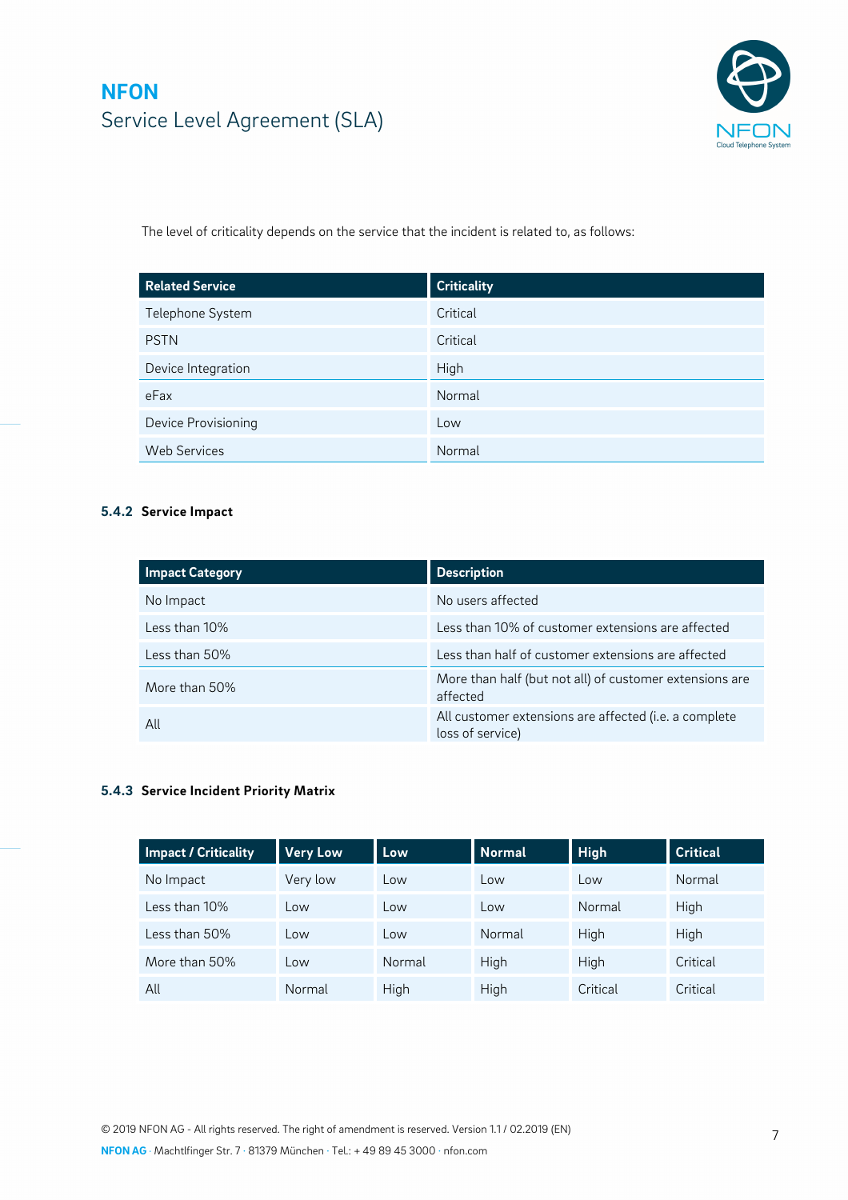The level of criticality depends on the service that the incident is related to, as follows:

| Related Service | Criticality |
|---|---|
| Telephone System | Critical |
| PSTN | Critical |
| Device Integration | High |
| eFax | Normal |
| Device Provisioning | Low |
| Web Services | Normal |

### 5.4.2 Service Impact

| Impact Category | Description |
|---|---|
| No Impact | No users affected |
| Less than 10% | Less than 10% of customer extensions are affected |
| Less than 50% | Less than half of customer extensions are affected |
| More than 50% | More than half (but not all) of customer extensions are affected |
| All | All customer extensions are affected (i.e. a complete loss of service) |

### 5.4.3 Service Incident Priority Matrix

| Impact / Criticality | Very Low | Low | Normal | High | Critical |
|---|---|---|---|---|---|
| No Impact | Very low | Low | Low | Low | Normal |
| Less than 10% | Low | Low | Low | Normal | High |
| Less than 50% | Low | Low | Normal | High | High |
| More than 50% | Low | Normal | High | High | Critical |
| All | Normal | High | High | Critical | Critical |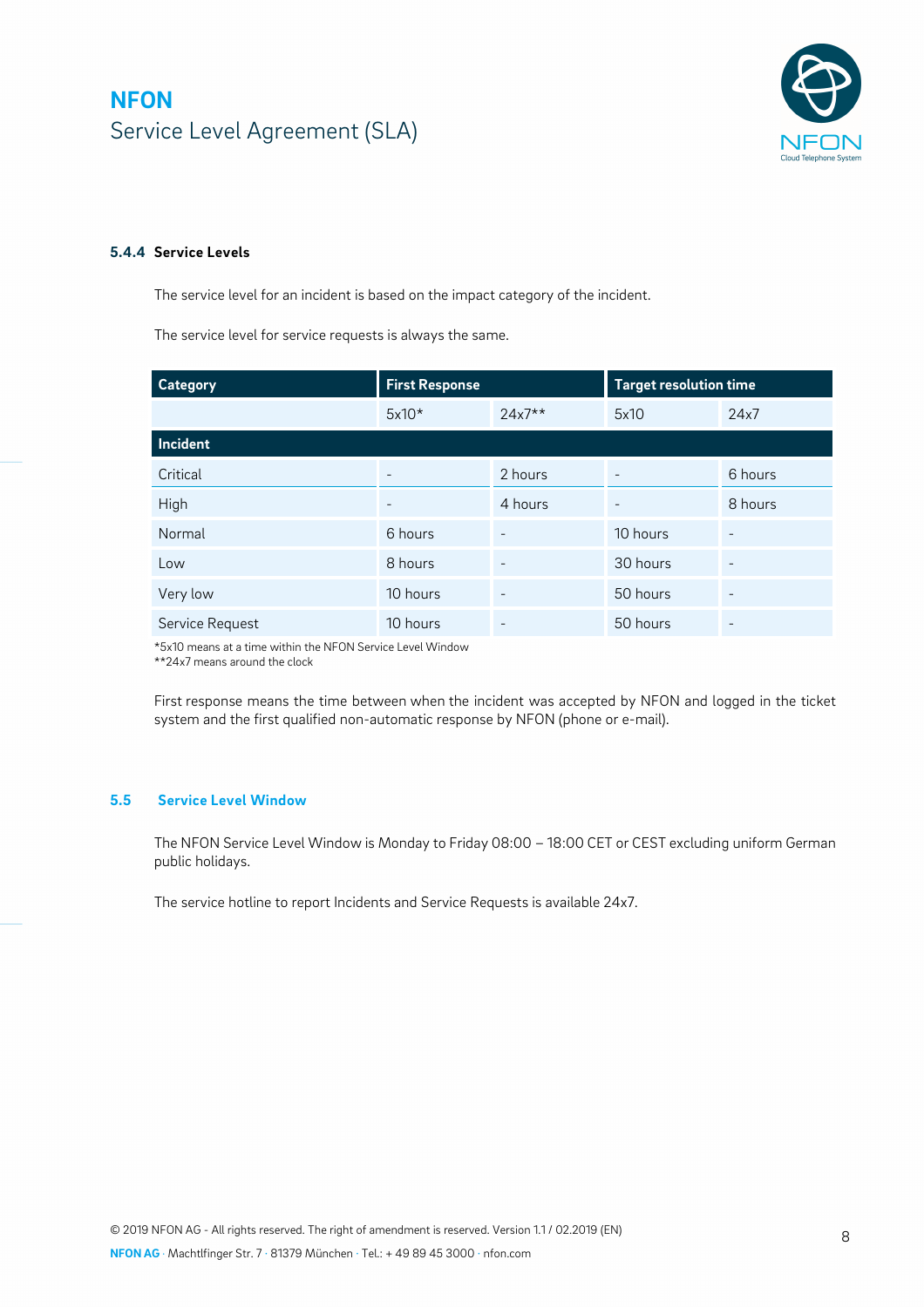#### 5.4.4 Service Levels

The service level for an incident is based on the impact category of the incident.

The service level for service requests is always the same.

| Category | First Response | | Target resolution time | |
|---|---|---|---|---|
| | 5x10* | 24x7** | 5x10 | 24x7 |
| **Incident** | | | | |
| Critical | - | 2 hours | - | 6 hours |
| High | - | 4 hours | - | 8 hours |
| Normal | 6 hours | - | 10 hours | - |
| Low | 8 hours | - | 30 hours | - |
| Very low | 10 hours | - | 50 hours | - |
| Service Request | 10 hours | - | 50 hours | - |

*5x10 means at a time within the NFON Service Level Window
**24x7 means around the clock

First response means the time between when the incident was accepted by NFON and logged in the ticket system and the first qualified non-automatic response by NFON (phone or e-mail).

### 5.5 Service Level Window

The NFON Service Level Window is Monday to Friday 08:00 – 18:00 CET or CEST excluding uniform German public holidays.

The service hotline to report Incidents and Service Requests is available 24x7.